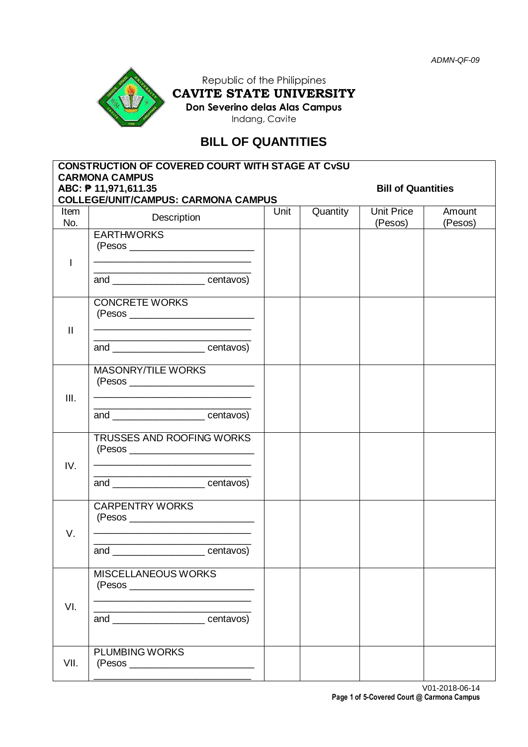ADMN-QF-09

Republic of the Philippines
**CAVITE STATE UNIVERSITY**
**Don Severino delas Alas Campus**
Indang, Cavite

# BILL OF QUANTITIES

**CONSTRUCTION OF COVERED COURT WITH STAGE AT CvSU CARMONA CAMPUS**
**ABC: ₱ 11,971,611.35** **Bill of Quantities**
**COLLEGE/UNIT/CAMPUS: CARMONA CAMPUS**

| Item No. | Description | Unit | Quantity | Unit Price (Pesos) | Amount (Pesos) |
|---|---|---|---|---|---|
| I | EARTHWORKS (Pesos ________________________ ______________________________ and _________________ centavos) | | | | |
| II | CONCRETE WORKS (Pesos ________________________ ______________________________ and _________________ centavos) | | | | |
| III. | MASONRY/TILE WORKS (Pesos ________________________ ______________________________ and _________________ centavos) | | | | |
| IV. | TRUSSES AND ROOFING WORKS (Pesos ________________________ ______________________________ and _________________ centavos) | | | | |
| V. | CARPENTRY WORKS (Pesos ________________________ ______________________________ and _________________ centavos) | | | | |
| VI. | MISCELLANEOUS WORKS (Pesos ________________________ ______________________________ and _________________ centavos) | | | | |
| VII. | PLUMBING WORKS (Pesos ________________________ ______________________________ | | | | |

V01-2018-06-14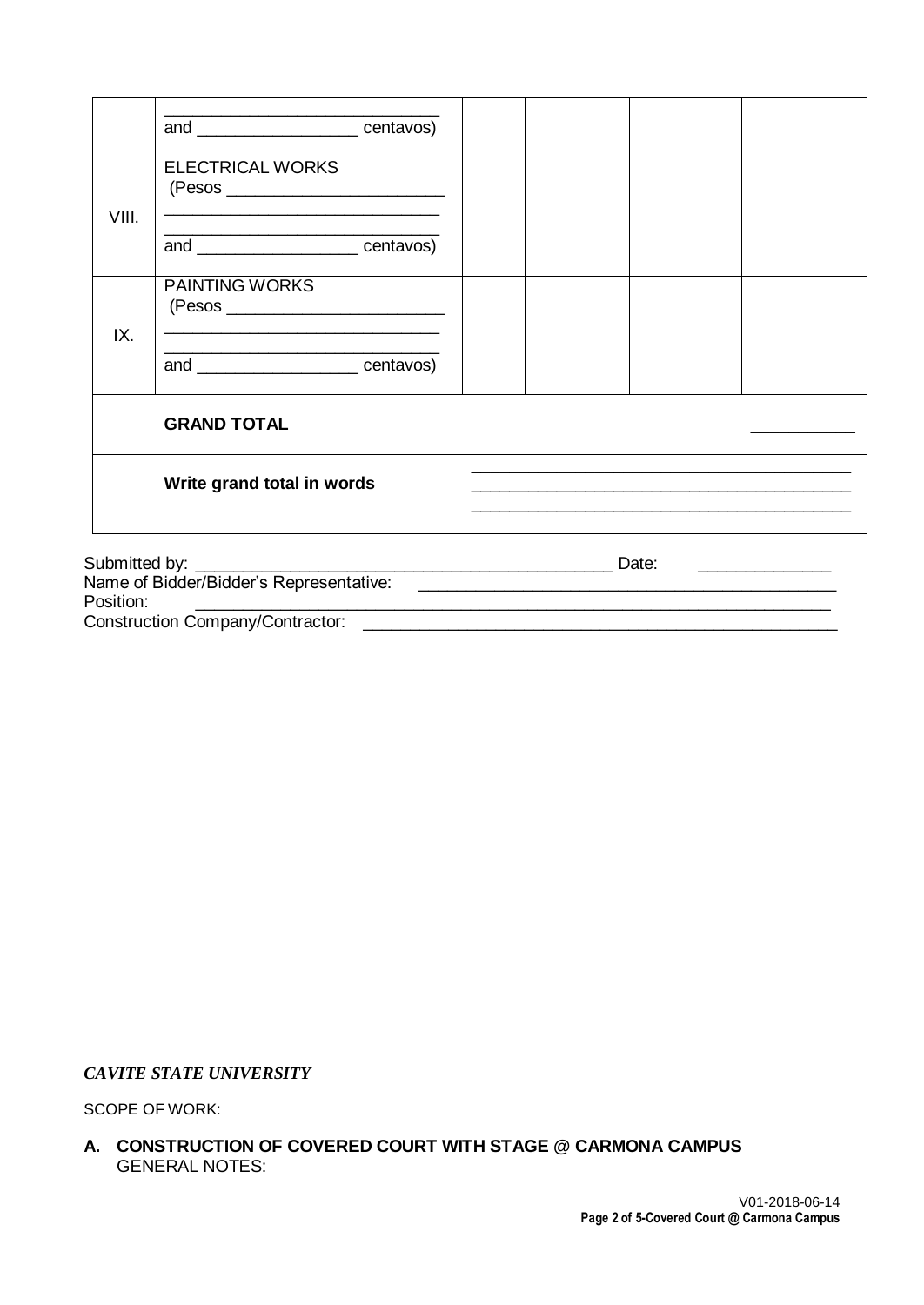|  |  |  |  |  |  |
|---|---|---|---|---|---|
|  | ______________________________ and _________________ centavos) |  |  |  |  |
| VIII. | ELECTRICAL WORKS (Pesos ________________________ ______________________________ ______________________________ and _________________ centavos) |  |  |  |  |
| IX. | PAINTING WORKS (Pesos ________________________ ______________________________ ______________________________ and _________________ centavos) |  |  |  |  |
|  | **GRAND TOTAL** |  |  |  | ___________ |
|  | **Write grand total in words** | __________________________________________ __________________________________________ __________________________________________ |  |  |  |

Submitted by: ______________________________________________ Date: ______________
Name of Bidder/Bidder's Representative: ______________________________________________
Position: ____________________________________________________________________
Construction Company/Contractor: ___________________________________________________

*CAVITE STATE UNIVERSITY*

SCOPE OF WORK:

**A. CONSTRUCTION OF COVERED COURT WITH STAGE @ CARMONA CAMPUS**
GENERAL NOTES: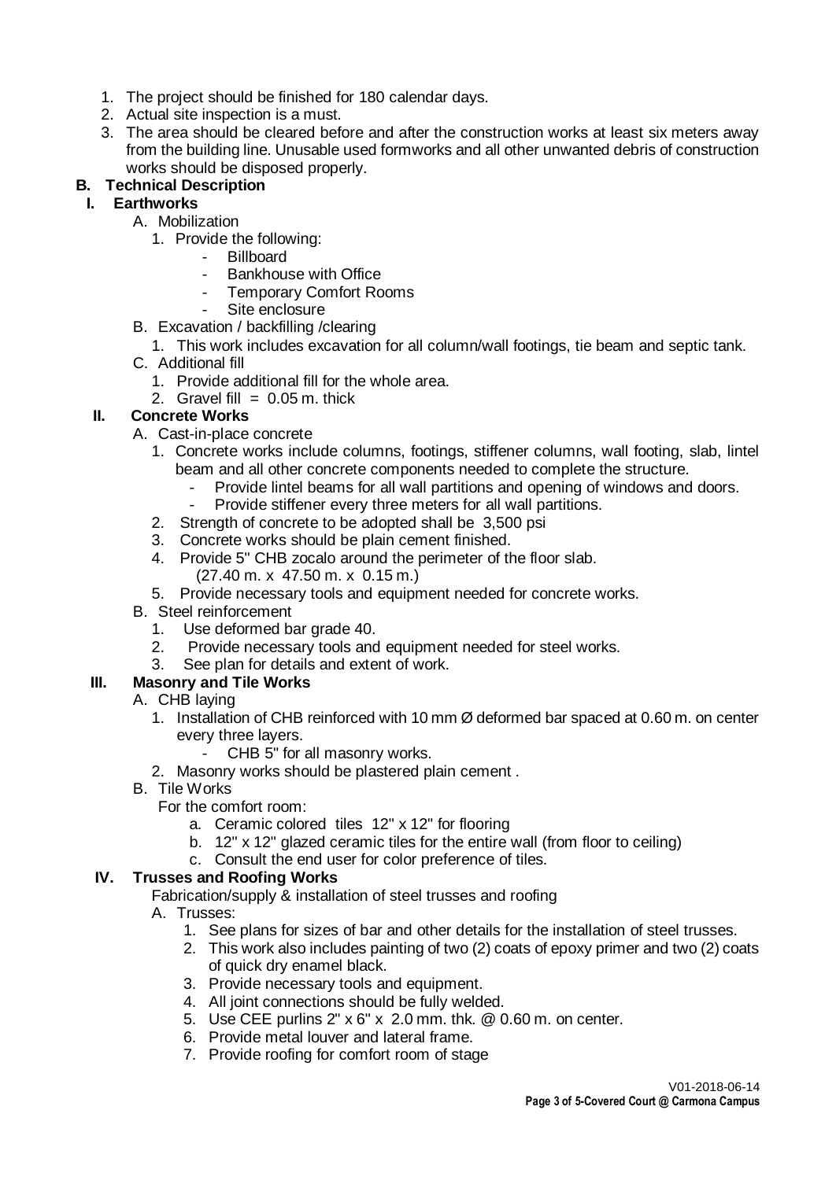1. The project should be finished for 180 calendar days.
2. Actual site inspection is a must.
3. The area should be cleared before and after the construction works at least six meters away from the building line. Unusable used formworks and all other unwanted debris of construction works should be disposed properly.

## B. Technical Description

### I. Earthworks

A. Mobilization
   1. Provide the following:
      - Billboard
      - Bankhouse with Office
      - Temporary Comfort Rooms
      - Site enclosure

B. Excavation / backfilling /clearing
   1. This work includes excavation for all column/wall footings, tie beam and septic tank.

C. Additional fill
   1. Provide additional fill for the whole area.
   2. Gravel fill = 0.05 m. thick

### II. Concrete Works

A. Cast-in-place concrete
   1. Concrete works include columns, footings, stiffener columns, wall footing, slab, lintel beam and all other concrete components needed to complete the structure.
      - Provide lintel beams for all wall partitions and opening of windows and doors.
      - Provide stiffener every three meters for all wall partitions.
   2. Strength of concrete to be adopted shall be 3,500 psi
   3. Concrete works should be plain cement finished.
   4. Provide 5" CHB zocalo around the perimeter of the floor slab.
      (27.40 m. x 47.50 m. x 0.15 m.)
   5. Provide necessary tools and equipment needed for concrete works.

B. Steel reinforcement
   1. Use deformed bar grade 40.
   2. Provide necessary tools and equipment needed for steel works.
   3. See plan for details and extent of work.

### III. Masonry and Tile Works

A. CHB laying
   1. Installation of CHB reinforced with 10 mm Ø deformed bar spaced at 0.60 m. on center every three layers.
      - CHB 5" for all masonry works.
   2. Masonry works should be plastered plain cement .

B. Tile Works

   For the comfort room:
   a. Ceramic colored tiles 12" x 12" for flooring
   b. 12" x 12" glazed ceramic tiles for the entire wall (from floor to ceiling)
   c. Consult the end user for color preference of tiles.

### IV. Trusses and Roofing Works

Fabrication/supply & installation of steel trusses and roofing

A. Trusses:
   1. See plans for sizes of bar and other details for the installation of steel trusses.
   2. This work also includes painting of two (2) coats of epoxy primer and two (2) coats of quick dry enamel black.
   3. Provide necessary tools and equipment.
   4. All joint connections should be fully welded.
   5. Use CEE purlins 2" x 6" x 2.0 mm. thk. @ 0.60 m. on center.
   6. Provide metal louver and lateral frame.
   7. Provide roofing for comfort room of stage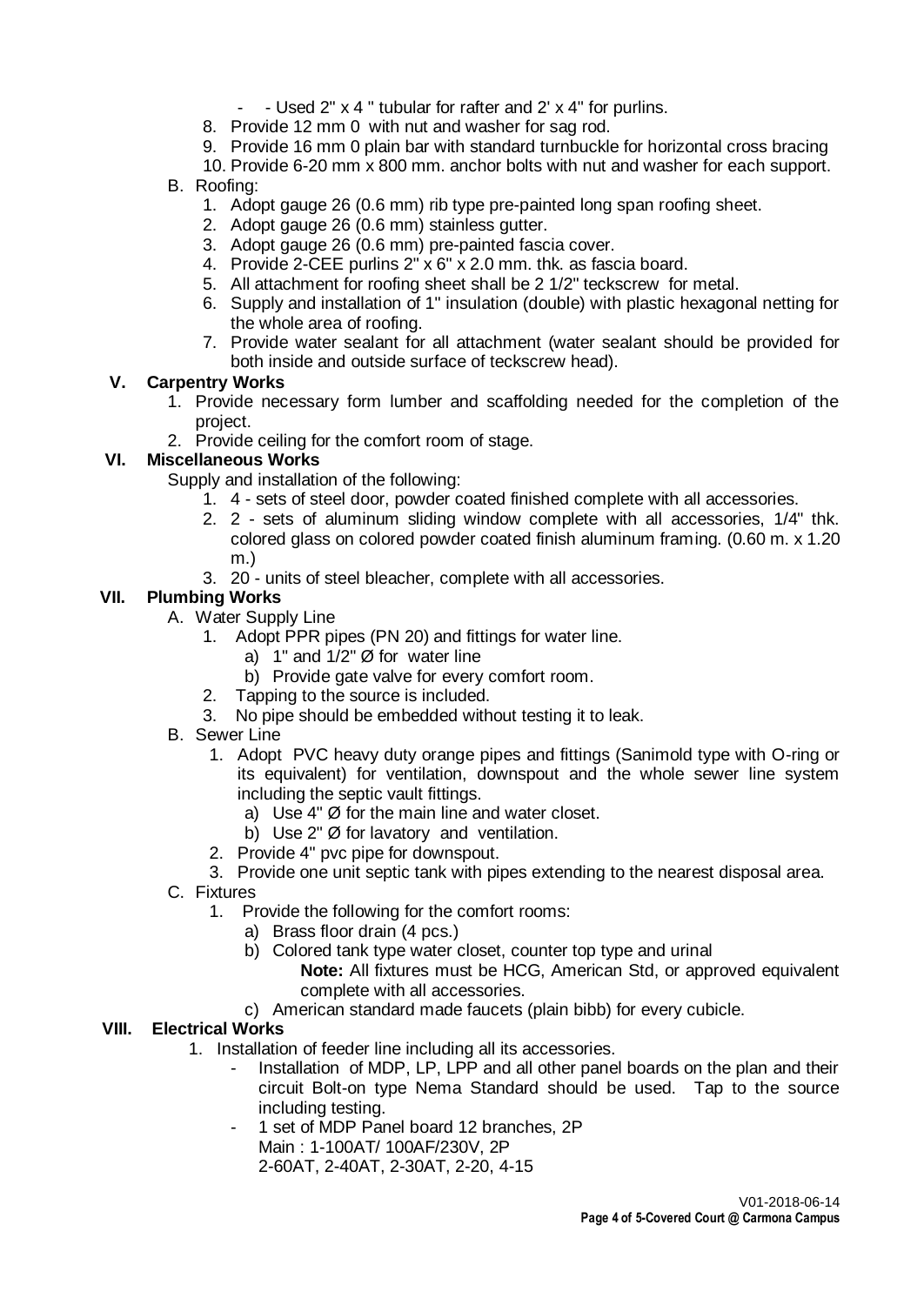- - Used 2" x 4 " tubular for rafter and 2' x 4" for purlins.

8. Provide 12 mm 0 with nut and washer for sag rod.
9. Provide 16 mm 0 plain bar with standard turnbuckle for horizontal cross bracing
10. Provide 6-20 mm x 800 mm. anchor bolts with nut and washer for each support.

B. Roofing:

1. Adopt gauge 26 (0.6 mm) rib type pre-painted long span roofing sheet.
2. Adopt gauge 26 (0.6 mm) stainless gutter.
3. Adopt gauge 26 (0.6 mm) pre-painted fascia cover.
4. Provide 2-CEE purlins 2" x 6" x 2.0 mm. thk. as fascia board.
5. All attachment for roofing sheet shall be 2 1/2" teckscrew for metal.
6. Supply and installation of 1" insulation (double) with plastic hexagonal netting for the whole area of roofing.
7. Provide water sealant for all attachment (water sealant should be provided for both inside and outside surface of teckscrew head).

## V. Carpentry Works

1. Provide necessary form lumber and scaffolding needed for the completion of the project.
2. Provide ceiling for the comfort room of stage.

## VI. Miscellaneous Works

Supply and installation of the following:

1. 4 - sets of steel door, powder coated finished complete with all accessories.
2. 2 - sets of aluminum sliding window complete with all accessories, 1/4" thk. colored glass on colored powder coated finish aluminum framing. (0.60 m. x 1.20 m.)
3. 20 - units of steel bleacher, complete with all accessories.

## VII. Plumbing Works

A. Water Supply Line

1. Adopt PPR pipes (PN 20) and fittings for water line.
   a) 1" and 1/2" Ø for water line
   b) Provide gate valve for every comfort room.
2. Tapping to the source is included.
3. No pipe should be embedded without testing it to leak.

B. Sewer Line

1. Adopt PVC heavy duty orange pipes and fittings (Sanimold type with O-ring or its equivalent) for ventilation, downspout and the whole sewer line system including the septic vault fittings.
   a) Use 4" Ø for the main line and water closet.
   b) Use 2" Ø for lavatory and ventilation.
2. Provide 4" pvc pipe for downspout.
3. Provide one unit septic tank with pipes extending to the nearest disposal area.

C. Fixtures

1. Provide the following for the comfort rooms:
   a) Brass floor drain (4 pcs.)
   b) Colored tank type water closet, counter top type and urinal

      **Note:** All fixtures must be HCG, American Std, or approved equivalent complete with all accessories.

   c) American standard made faucets (plain bibb) for every cubicle.

## VIII. Electrical Works

1. Installation of feeder line including all its accessories.
   - Installation of MDP, LP, LPP and all other panel boards on the plan and their circuit Bolt-on type Nema Standard should be used. Tap to the source including testing.
   - 1 set of MDP Panel board 12 branches, 2P

     Main : 1-100AT/ 100AF/230V, 2P

     2-60AT, 2-40AT, 2-30AT, 2-20, 4-15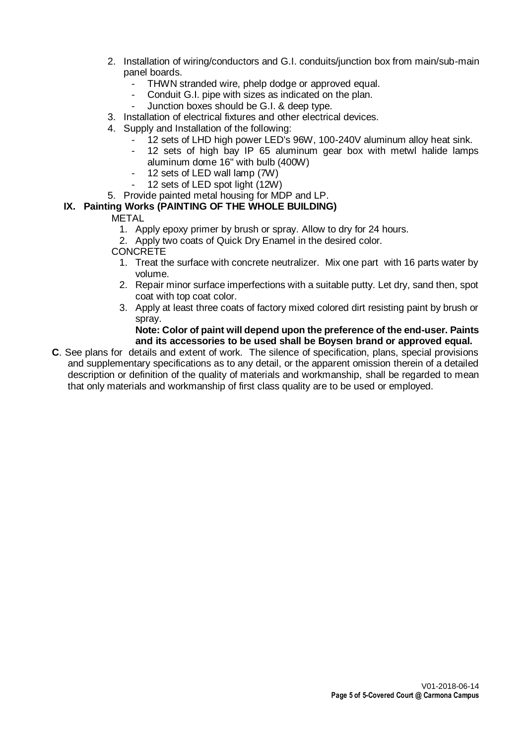2. Installation of wiring/conductors and G.I. conduits/junction box from main/sub-main panel boards.
   - THWN stranded wire, phelp dodge or approved equal.
   - Conduit G.I. pipe with sizes as indicated on the plan.
   - Junction boxes should be G.I. & deep type.
3. Installation of electrical fixtures and other electrical devices.
4. Supply and Installation of the following:
   - 12 sets of LHD high power LED's 96W, 100-240V aluminum alloy heat sink.
   - 12 sets of high bay IP 65 aluminum gear box with metwl halide lamps aluminum dome 16" with bulb (400W)
   - 12 sets of LED wall lamp (7W)
   - 12 sets of LED spot light (12W)
5. Provide painted metal housing for MDP and LP.

**IX. Painting Works (PAINTING OF THE WHOLE BUILDING)**

METAL

1. Apply epoxy primer by brush or spray. Allow to dry for 24 hours.
2. Apply two coats of Quick Dry Enamel in the desired color.

CONCRETE

1. Treat the surface with concrete neutralizer. Mix one part with 16 parts water by volume.
2. Repair minor surface imperfections with a suitable putty. Let dry, sand then, spot coat with top coat color.
3. Apply at least three coats of factory mixed colored dirt resisting paint by brush or spray.

**Note: Color of paint will depend upon the preference of the end-user. Paints and its accessories to be used shall be Boysen brand or approved equal.**

**C**. See plans for details and extent of work. The silence of specification, plans, special provisions and supplementary specifications as to any detail, or the apparent omission therein of a detailed description or definition of the quality of materials and workmanship, shall be regarded to mean that only materials and workmanship of first class quality are to be used or employed.